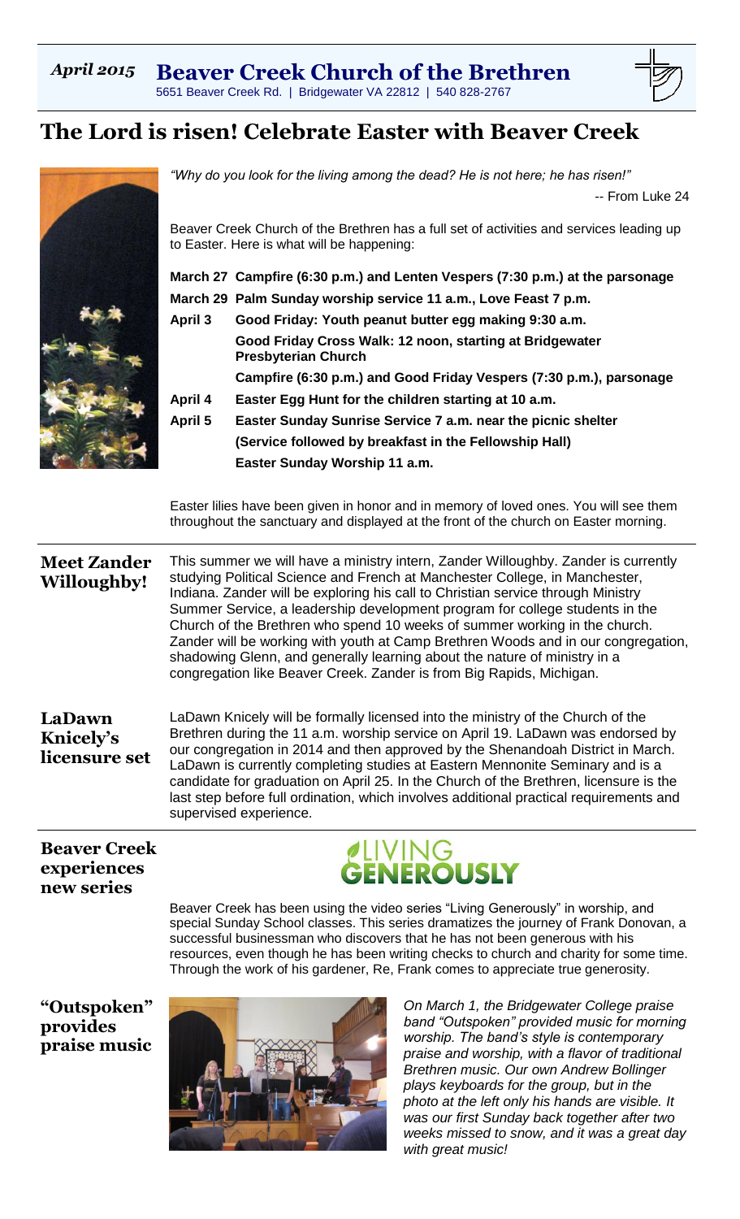*April 2015* **Beaver Creek Church of the Brethren**

5651 Beaver Creek Rd. | Bridgewater VA 22812 | 540 828-2767

# The Lord is risen! Celebrate Easter with Beaver Creek

*"Why do you look for the living among the dead? He is not here; he has risen!"*

-- From Luke 24

Beaver Creek Church of the Brethren has a full set of activities and services leading up to Easter. Here is what will be happening:

**March 27** **Campfire (6:30 p.m.) and Lenten Vespers (7:30 p.m.) at the parsonage**

**March 29** **Palm Sunday worship service 11 a.m., Love Feast 7 p.m.**

**April 3** **Good Friday: Youth peanut butter egg making 9:30 a.m.**

**Good Friday Cross Walk: 12 noon, starting at Bridgewater Presbyterian Church**

**Campfire (6:30 p.m.) and Good Friday Vespers (7:30 p.m.), parsonage**

**April 4** **Easter Egg Hunt for the children starting at 10 a.m.**

**April 5** **Easter Sunday Sunrise Service 7 a.m. near the picnic shelter**

**(Service followed by breakfast in the Fellowship Hall)**

**Easter Sunday Worship 11 a.m.**

Easter lilies have been given in honor and in memory of loved ones. You will see them throughout the sanctuary and displayed at the front of the church on Easter morning.

## Meet Zander Willoughby!

This summer we will have a ministry intern, Zander Willoughby. Zander is currently studying Political Science and French at Manchester College, in Manchester, Indiana. Zander will be exploring his call to Christian service through Ministry Summer Service, a leadership development program for college students in the Church of the Brethren who spend 10 weeks of summer working in the church. Zander will be working with youth at Camp Brethren Woods and in our congregation, shadowing Glenn, and generally learning about the nature of ministry in a congregation like Beaver Creek. Zander is from Big Rapids, Michigan.

## LaDawn Knicely's licensure set

LaDawn Knicely will be formally licensed into the ministry of the Church of the Brethren during the 11 a.m. worship service on April 19. LaDawn was endorsed by our congregation in 2014 and then approved by the Shenandoah District in March. LaDawn is currently completing studies at Eastern Mennonite Seminary and is a candidate for graduation on April 25. In the Church of the Brethren, licensure is the last step before full ordination, which involves additional practical requirements and supervised experience.

## Beaver Creek experiences new series

LIVING GENEROUSLY

Beaver Creek has been using the video series "Living Generously" in worship, and special Sunday School classes. This series dramatizes the journey of Frank Donovan, a successful businessman who discovers that he has not been generous with his resources, even though he has been writing checks to church and charity for some time. Through the work of his gardener, Re, Frank comes to appreciate true generosity.

## "Outspoken" provides praise music

*On March 1, the Bridgewater College praise band "Outspoken" provided music for morning worship. The band's style is contemporary praise and worship, with a flavor of traditional Brethren music. Our own Andrew Bollinger plays keyboards for the group, but in the photo at the left only his hands are visible. It was our first Sunday back together after two weeks missed to snow, and it was a great day with great music!*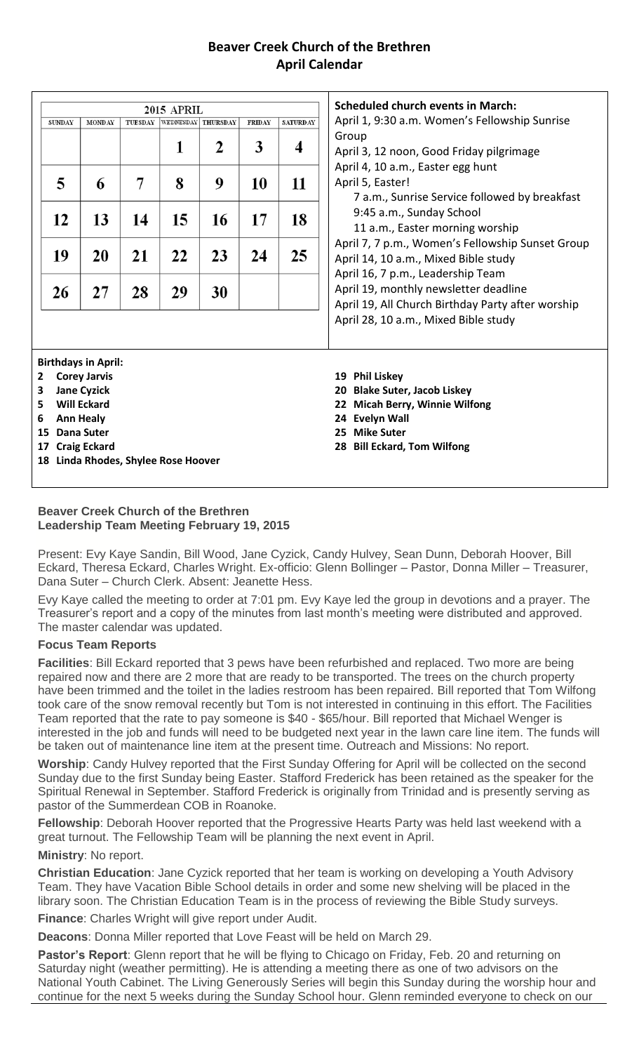# Beaver Creek Church of the Brethren
## April Calendar

| 2015 APRIL | | | | | | |
|---|---|---|---|---|---|---|
| SUNDAY | MONDAY | TUESDAY | WEDNESDAY | THURSDAY | FRIDAY | SATURDAY |
| | | | 1 | 2 | 3 | 4 |
| 5 | 6 | 7 | 8 | 9 | 10 | 11 |
| 12 | 13 | 14 | 15 | 16 | 17 | 18 |
| 19 | 20 | 21 | 22 | 23 | 24 | 25 |
| 26 | 27 | 28 | 29 | 30 | | |

**Scheduled church events in March:**

April 1, 9:30 a.m. Women's Fellowship Sunrise Group
April 3, 12 noon, Good Friday pilgrimage
April 4, 10 a.m., Easter egg hunt
April 5, Easter!
7 a.m., Sunrise Service followed by breakfast
9:45 a.m., Sunday School
11 a.m., Easter morning worship
April 7, 7 p.m., Women's Fellowship Sunset Group
April 14, 10 a.m., Mixed Bible study
April 16, 7 p.m., Leadership Team
April 19, monthly newsletter deadline
April 19, All Church Birthday Party after worship
April 28, 10 a.m., Mixed Bible study

**Birthdays in April:**

**2 Corey Jarvis**
**3 Jane Cyzick**
**5 Will Eckard**
**6 Ann Healy**
**15 Dana Suter**
**17 Craig Eckard**
**18 Linda Rhodes, Shylee Rose Hoover**
**19 Phil Liskey**
**20 Blake Suter, Jacob Liskey**
**22 Micah Berry, Winnie Wilfong**
**24 Evelyn Wall**
**25 Mike Suter**
**28 Bill Eckard, Tom Wilfong**

### Beaver Creek Church of the Brethren
### Leadership Team Meeting February 19, 2015

Present: Evy Kaye Sandin, Bill Wood, Jane Cyzick, Candy Hulvey, Sean Dunn, Deborah Hoover, Bill Eckard, Theresa Eckard, Charles Wright. Ex-officio: Glenn Bollinger – Pastor, Donna Miller – Treasurer, Dana Suter – Church Clerk. Absent: Jeanette Hess.

Evy Kaye called the meeting to order at 7:01 pm. Evy Kaye led the group in devotions and a prayer. The Treasurer's report and a copy of the minutes from last month's meeting were distributed and approved. The master calendar was updated.

**Focus Team Reports**

**Facilities**: Bill Eckard reported that 3 pews have been refurbished and replaced. Two more are being repaired now and there are 2 more that are ready to be transported. The trees on the church property have been trimmed and the toilet in the ladies restroom has been repaired. Bill reported that Tom Wilfong took care of the snow removal recently but Tom is not interested in continuing in this effort. The Facilities Team reported that the rate to pay someone is $40 - $65/hour. Bill reported that Michael Wenger is interested in the job and funds will need to be budgeted next year in the lawn care line item. The funds will be taken out of maintenance line item at the present time. Outreach and Missions: No report.

**Worship**: Candy Hulvey reported that the First Sunday Offering for April will be collected on the second Sunday due to the first Sunday being Easter. Stafford Frederick has been retained as the speaker for the Spiritual Renewal in September. Stafford Frederick is originally from Trinidad and is presently serving as pastor of the Summerdean COB in Roanoke.

**Fellowship**: Deborah Hoover reported that the Progressive Hearts Party was held last weekend with a great turnout. The Fellowship Team will be planning the next event in April.

**Ministry**: No report.

**Christian Education**: Jane Cyzick reported that her team is working on developing a Youth Advisory Team. They have Vacation Bible School details in order and some new shelving will be placed in the library soon. The Christian Education Team is in the process of reviewing the Bible Study surveys.

**Finance**: Charles Wright will give report under Audit.

**Deacons**: Donna Miller reported that Love Feast will be held on March 29.

**Pastor's Report**: Glenn report that he will be flying to Chicago on Friday, Feb. 20 and returning on Saturday night (weather permitting). He is attending a meeting there as one of two advisors on the National Youth Cabinet. The Living Generously Series will begin this Sunday during the worship hour and continue for the next 5 weeks during the Sunday School hour. Glenn reminded everyone to check on our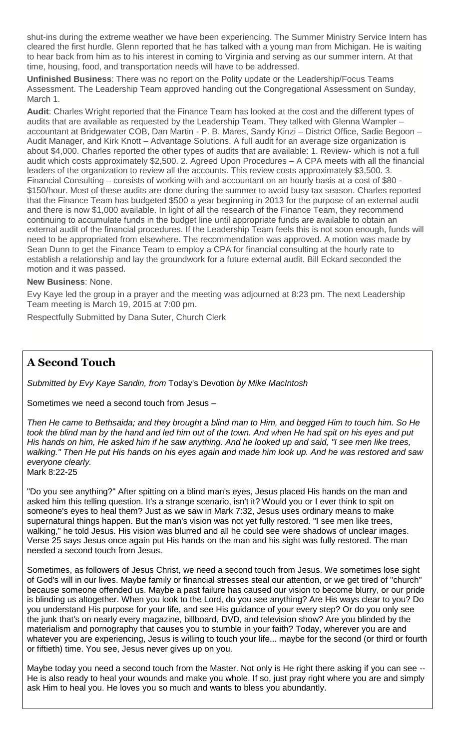shut-ins during the extreme weather we have been experiencing. The Summer Ministry Service Intern has cleared the first hurdle. Glenn reported that he has talked with a young man from Michigan. He is waiting to hear back from him as to his interest in coming to Virginia and serving as our summer intern. At that time, housing, food, and transportation needs will have to be addressed.

**Unfinished Business**: There was no report on the Polity update or the Leadership/Focus Teams Assessment. The Leadership Team approved handing out the Congregational Assessment on Sunday, March 1.

**Audit**: Charles Wright reported that the Finance Team has looked at the cost and the different types of audits that are available as requested by the Leadership Team. They talked with Glenna Wampler – accountant at Bridgewater COB, Dan Martin - P. B. Mares, Sandy Kinzi – District Office, Sadie Begoon – Audit Manager, and Kirk Knott – Advantage Solutions. A full audit for an average size organization is about $4,000. Charles reported the other types of audits that are available: 1. Review- which is not a full audit which costs approximately $2,500. 2. Agreed Upon Procedures – A CPA meets with all the financial leaders of the organization to review all the accounts. This review costs approximately $3,500. 3. Financial Consulting – consists of working with and accountant on an hourly basis at a cost of $80 - $150/hour. Most of these audits are done during the summer to avoid busy tax season. Charles reported that the Finance Team has budgeted $500 a year beginning in 2013 for the purpose of an external audit and there is now $1,000 available. In light of all the research of the Finance Team, they recommend continuing to accumulate funds in the budget line until appropriate funds are available to obtain an external audit of the financial procedures. If the Leadership Team feels this is not soon enough, funds will need to be appropriated from elsewhere. The recommendation was approved. A motion was made by Sean Dunn to get the Finance Team to employ a CPA for financial consulting at the hourly rate to establish a relationship and lay the groundwork for a future external audit. Bill Eckard seconded the motion and it was passed.

**New Business**: None.

Evy Kaye led the group in a prayer and the meeting was adjourned at 8:23 pm. The next Leadership Team meeting is March 19, 2015 at 7:00 pm.

Respectfully Submitted by Dana Suter, Church Clerk

## A Second Touch

*Submitted by Evy Kaye Sandin, from* Today's Devotion *by Mike MacIntosh*

Sometimes we need a second touch from Jesus –

*Then He came to Bethsaida; and they brought a blind man to Him, and begged Him to touch him. So He took the blind man by the hand and led him out of the town. And when He had spit on his eyes and put His hands on him, He asked him if he saw anything. And he looked up and said, "I see men like trees, walking." Then He put His hands on his eyes again and made him look up. And he was restored and saw everyone clearly.*
Mark 8:22-25

"Do you see anything?" After spitting on a blind man's eyes, Jesus placed His hands on the man and asked him this telling question. It's a strange scenario, isn't it? Would you or I ever think to spit on someone's eyes to heal them? Just as we saw in Mark 7:32, Jesus uses ordinary means to make supernatural things happen. But the man's vision was not yet fully restored. "I see men like trees, walking," he told Jesus. His vision was blurred and all he could see were shadows of unclear images. Verse 25 says Jesus once again put His hands on the man and his sight was fully restored. The man needed a second touch from Jesus.

Sometimes, as followers of Jesus Christ, we need a second touch from Jesus. We sometimes lose sight of God's will in our lives. Maybe family or financial stresses steal our attention, or we get tired of "church" because someone offended us. Maybe a past failure has caused our vision to become blurry, or our pride is blinding us altogether. When you look to the Lord, do you see anything? Are His ways clear to you? Do you understand His purpose for your life, and see His guidance of your every step? Or do you only see the junk that's on nearly every magazine, billboard, DVD, and television show? Are you blinded by the materialism and pornography that causes you to stumble in your faith? Today, wherever you are and whatever you are experiencing, Jesus is willing to touch your life... maybe for the second (or third or fourth or fiftieth) time. You see, Jesus never gives up on you.

Maybe today you need a second touch from the Master. Not only is He right there asking if you can see -- He is also ready to heal your wounds and make you whole. If so, just pray right where you are and simply ask Him to heal you. He loves you so much and wants to bless you abundantly.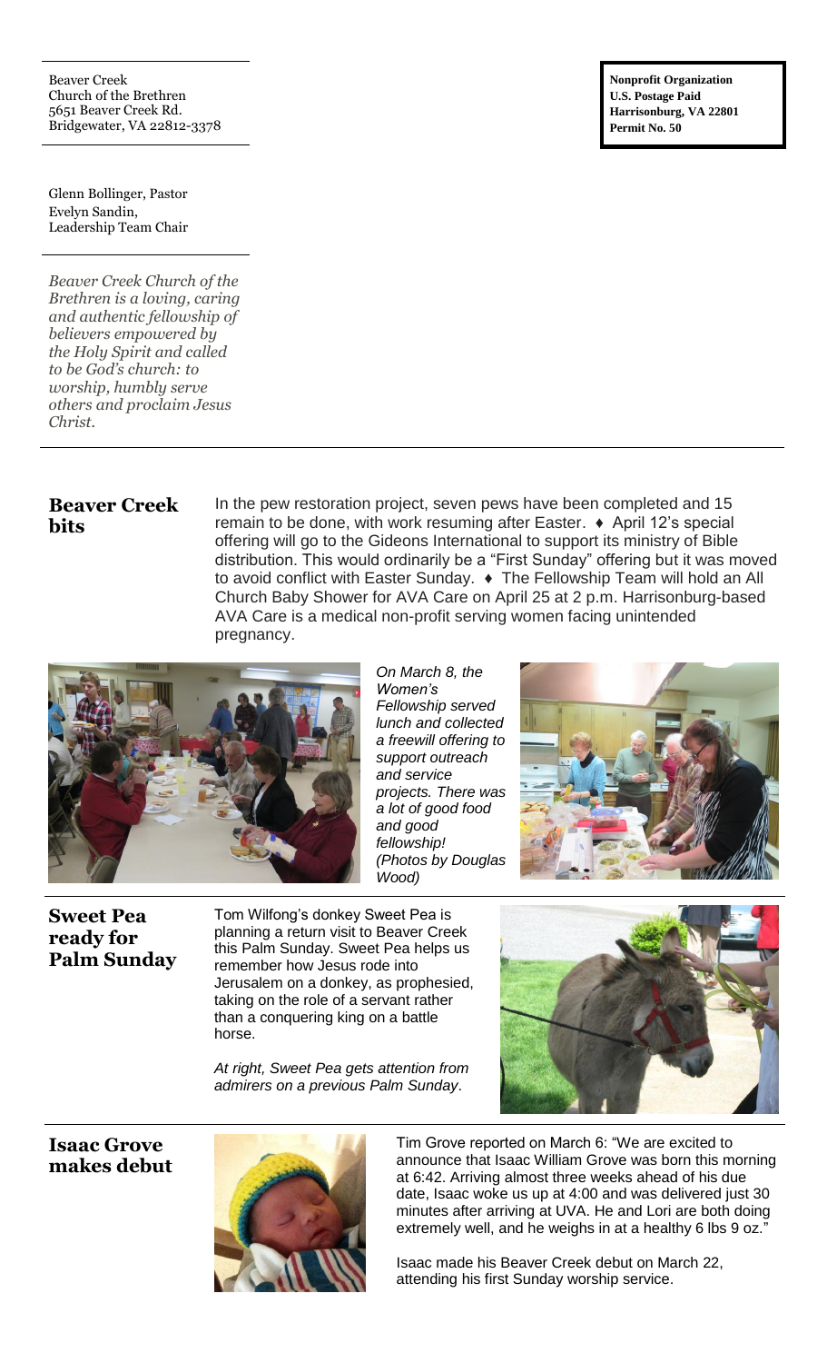Beaver Creek
Church of the Brethren
5651 Beaver Creek Rd.
Bridgewater, VA 22812-3378

**Nonprofit Organization**
**U.S. Postage Paid**
**Harrisonburg, VA 22801**
**Permit No. 50**

Glenn Bollinger, Pastor
Evelyn Sandin,
Leadership Team Chair

*Beaver Creek Church of the Brethren is a loving, caring and authentic fellowship of believers empowered by the Holy Spirit and called to be God's church: to worship, humbly serve others and proclaim Jesus Christ.*

## Beaver Creek bits

In the pew restoration project, seven pews have been completed and 15 remain to be done, with work resuming after Easter. ♦ April 12's special offering will go to the Gideons International to support its ministry of Bible distribution. This would ordinarily be a "First Sunday" offering but it was moved to avoid conflict with Easter Sunday. ♦ The Fellowship Team will hold an All Church Baby Shower for AVA Care on April 25 at 2 p.m. Harrisonburg-based AVA Care is a medical non-profit serving women facing unintended pregnancy.

*On March 8, the Women's Fellowship served lunch and collected a freewill offering to support outreach and service projects. There was a lot of good food and good fellowship! (Photos by Douglas Wood)*

## Sweet Pea ready for Palm Sunday

Tom Wilfong's donkey Sweet Pea is planning a return visit to Beaver Creek this Palm Sunday. Sweet Pea helps us remember how Jesus rode into Jerusalem on a donkey, as prophesied, taking on the role of a servant rather than a conquering king on a battle horse.

*At right, Sweet Pea gets attention from admirers on a previous Palm Sunday.*

## Isaac Grove makes debut

Tim Grove reported on March 6: "We are excited to announce that Isaac William Grove was born this morning at 6:42. Arriving almost three weeks ahead of his due date, Isaac woke us up at 4:00 and was delivered just 30 minutes after arriving at UVA. He and Lori are both doing extremely well, and he weighs in at a healthy 6 lbs 9 oz."

Isaac made his Beaver Creek debut on March 22, attending his first Sunday worship service.